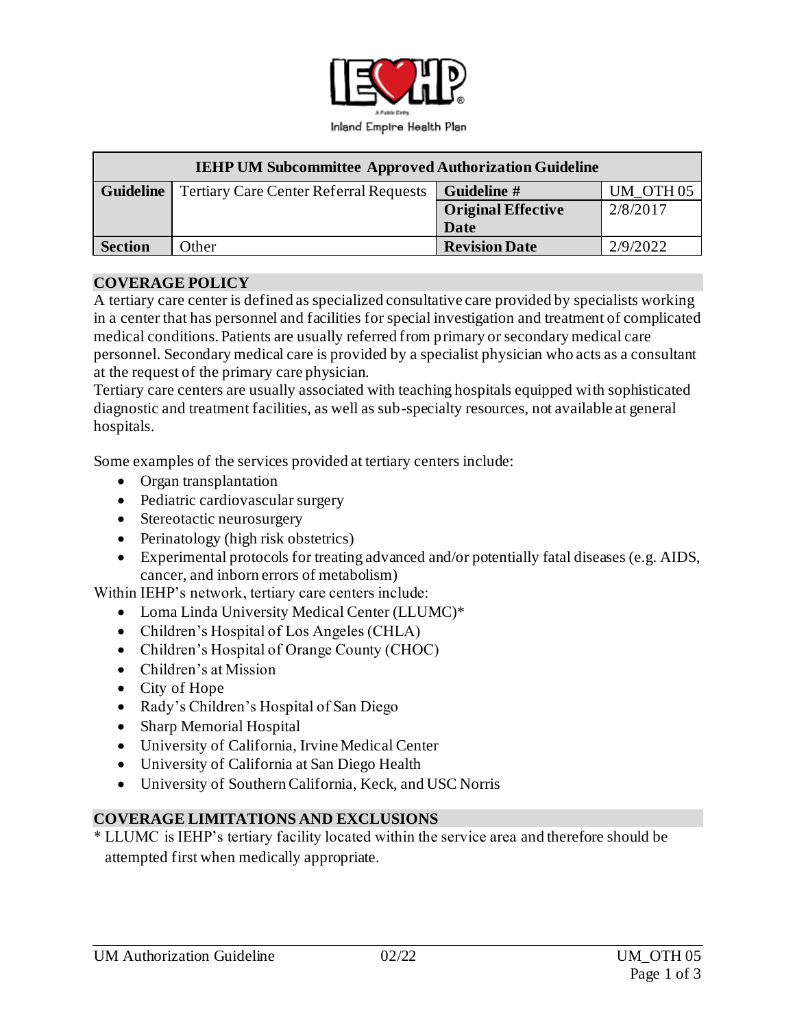Inland Empire Health Plan

| IEHP UM Subcommittee Approved Authorization Guideline | | | |
|---|---|---|---|
| **Guideline** | Tertiary Care Center Referral Requests | **Guideline #** | UM_OTH 05 |
| | | **Original Effective Date** | 2/8/2017 |
| **Section** | Other | **Revision Date** | 2/9/2022 |

## COVERAGE POLICY

A tertiary care center is defined as specialized consultative care provided by specialists working in a center that has personnel and facilities for special investigation and treatment of complicated medical conditions. Patients are usually referred from primary or secondary medical care personnel. Secondary medical care is provided by a specialist physician who acts as a consultant at the request of the primary care physician.

Tertiary care centers are usually associated with teaching hospitals equipped with sophisticated diagnostic and treatment facilities, as well as sub-specialty resources, not available at general hospitals.

Some examples of the services provided at tertiary centers include:

- Organ transplantation
- Pediatric cardiovascular surgery
- Stereotactic neurosurgery
- Perinatology (high risk obstetrics)
- Experimental protocols for treating advanced and/or potentially fatal diseases (e.g. AIDS, cancer, and inborn errors of metabolism)

Within IEHP's network, tertiary care centers include:

- Loma Linda University Medical Center (LLUMC)*
- Children's Hospital of Los Angeles (CHLA)
- Children's Hospital of Orange County (CHOC)
- Children's at Mission
- City of Hope
- Rady's Children's Hospital of San Diego
- Sharp Memorial Hospital
- University of California, Irvine Medical Center
- University of California at San Diego Health
- University of Southern California, Keck, and USC Norris

## COVERAGE LIMITATIONS AND EXCLUSIONS

* LLUMC is IEHP's tertiary facility located within the service area and therefore should be attempted first when medically appropriate.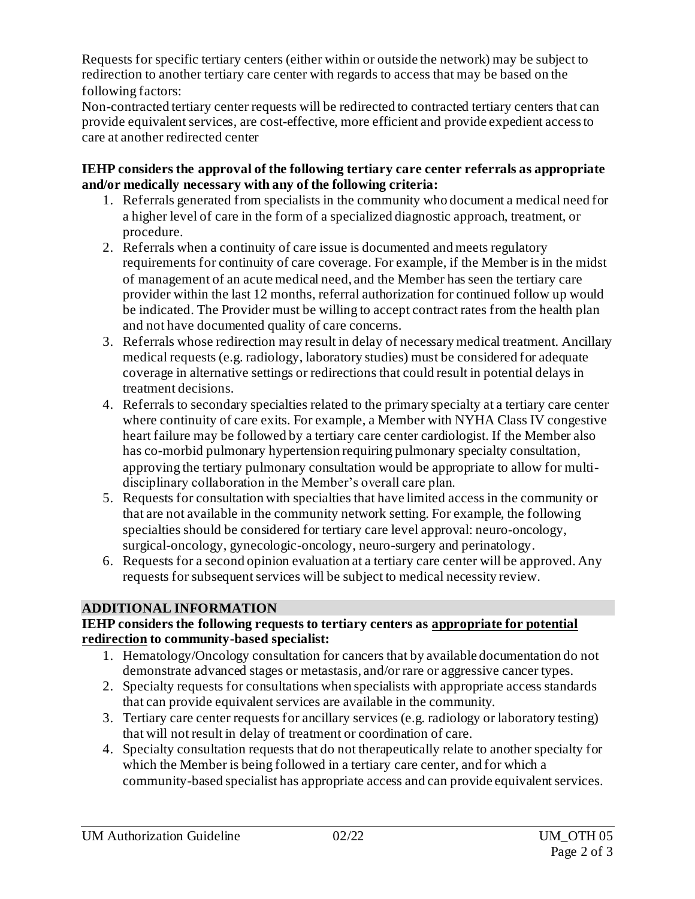Requests for specific tertiary centers (either within or outside the network) may be subject to redirection to another tertiary care center with regards to access that may be based on the following factors:

Non-contracted tertiary center requests will be redirected to contracted tertiary centers that can provide equivalent services, are cost-effective, more efficient and provide expedient access to care at another redirected center

**IEHP considers the approval of the following tertiary care center referrals as appropriate and/or medically necessary with any of the following criteria:**

1. Referrals generated from specialists in the community who document a medical need for a higher level of care in the form of a specialized diagnostic approach, treatment, or procedure.
2. Referrals when a continuity of care issue is documented and meets regulatory requirements for continuity of care coverage. For example, if the Member is in the midst of management of an acute medical need, and the Member has seen the tertiary care provider within the last 12 months, referral authorization for continued follow up would be indicated. The Provider must be willing to accept contract rates from the health plan and not have documented quality of care concerns.
3. Referrals whose redirection may result in delay of necessary medical treatment. Ancillary medical requests (e.g. radiology, laboratory studies) must be considered for adequate coverage in alternative settings or redirections that could result in potential delays in treatment decisions.
4. Referrals to secondary specialties related to the primary specialty at a tertiary care center where continuity of care exits. For example, a Member with NYHA Class IV congestive heart failure may be followed by a tertiary care center cardiologist. If the Member also has co-morbid pulmonary hypertension requiring pulmonary specialty consultation, approving the tertiary pulmonary consultation would be appropriate to allow for multi-disciplinary collaboration in the Member's overall care plan.
5. Requests for consultation with specialties that have limited access in the community or that are not available in the community network setting. For example, the following specialties should be considered for tertiary care level approval: neuro-oncology, surgical-oncology, gynecologic-oncology, neuro-surgery and perinatology.
6. Requests for a second opinion evaluation at a tertiary care center will be approved. Any requests for subsequent services will be subject to medical necessity review.

## ADDITIONAL INFORMATION

**IEHP considers the following requests to tertiary centers as appropriate for potential redirection to community-based specialist:**

1. Hematology/Oncology consultation for cancers that by available documentation do not demonstrate advanced stages or metastasis, and/or rare or aggressive cancer types.
2. Specialty requests for consultations when specialists with appropriate access standards that can provide equivalent services are available in the community.
3. Tertiary care center requests for ancillary services (e.g. radiology or laboratory testing) that will not result in delay of treatment or coordination of care.
4. Specialty consultation requests that do not therapeutically relate to another specialty for which the Member is being followed in a tertiary care center, and for which a community-based specialist has appropriate access and can provide equivalent services.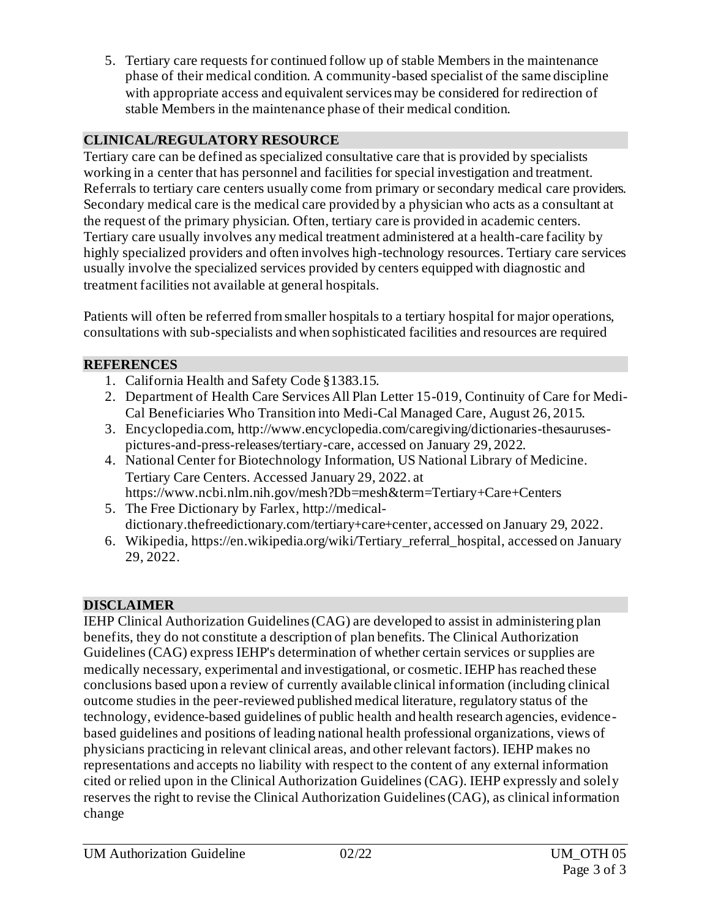5. Tertiary care requests for continued follow up of stable Members in the maintenance phase of their medical condition. A community-based specialist of the same discipline with appropriate access and equivalent services may be considered for redirection of stable Members in the maintenance phase of their medical condition.

## CLINICAL/REGULATORY RESOURCE

Tertiary care can be defined as specialized consultative care that is provided by specialists working in a center that has personnel and facilities for special investigation and treatment. Referrals to tertiary care centers usually come from primary or secondary medical care providers. Secondary medical care is the medical care provided by a physician who acts as a consultant at the request of the primary physician. Often, tertiary care is provided in academic centers. Tertiary care usually involves any medical treatment administered at a health-care facility by highly specialized providers and often involves high-technology resources. Tertiary care services usually involve the specialized services provided by centers equipped with diagnostic and treatment facilities not available at general hospitals.

Patients will often be referred from smaller hospitals to a tertiary hospital for major operations, consultations with sub-specialists and when sophisticated facilities and resources are required

## REFERENCES

1. California Health and Safety Code §1383.15.
2. Department of Health Care Services All Plan Letter 15-019, Continuity of Care for Medi-Cal Beneficiaries Who Transition into Medi-Cal Managed Care, August 26, 2015.
3. Encyclopedia.com, http://www.encyclopedia.com/caregiving/dictionaries-thesauruses-pictures-and-press-releases/tertiary-care, accessed on January 29, 2022.
4. National Center for Biotechnology Information, US National Library of Medicine. Tertiary Care Centers. Accessed January 29, 2022. at https://www.ncbi.nlm.nih.gov/mesh?Db=mesh&term=Tertiary+Care+Centers
5. The Free Dictionary by Farlex, http://medical-dictionary.thefreedictionary.com/tertiary+care+center, accessed on January 29, 2022.
6. Wikipedia, https://en.wikipedia.org/wiki/Tertiary_referral_hospital, accessed on January 29, 2022.

## DISCLAIMER

IEHP Clinical Authorization Guidelines (CAG) are developed to assist in administering plan benefits, they do not constitute a description of plan benefits. The Clinical Authorization Guidelines (CAG) express IEHP's determination of whether certain services or supplies are medically necessary, experimental and investigational, or cosmetic. IEHP has reached these conclusions based upon a review of currently available clinical information (including clinical outcome studies in the peer-reviewed published medical literature, regulatory status of the technology, evidence-based guidelines of public health and health research agencies, evidence-based guidelines and positions of leading national health professional organizations, views of physicians practicing in relevant clinical areas, and other relevant factors). IEHP makes no representations and accepts no liability with respect to the content of any external information cited or relied upon in the Clinical Authorization Guidelines (CAG). IEHP expressly and solely reserves the right to revise the Clinical Authorization Guidelines (CAG), as clinical information change